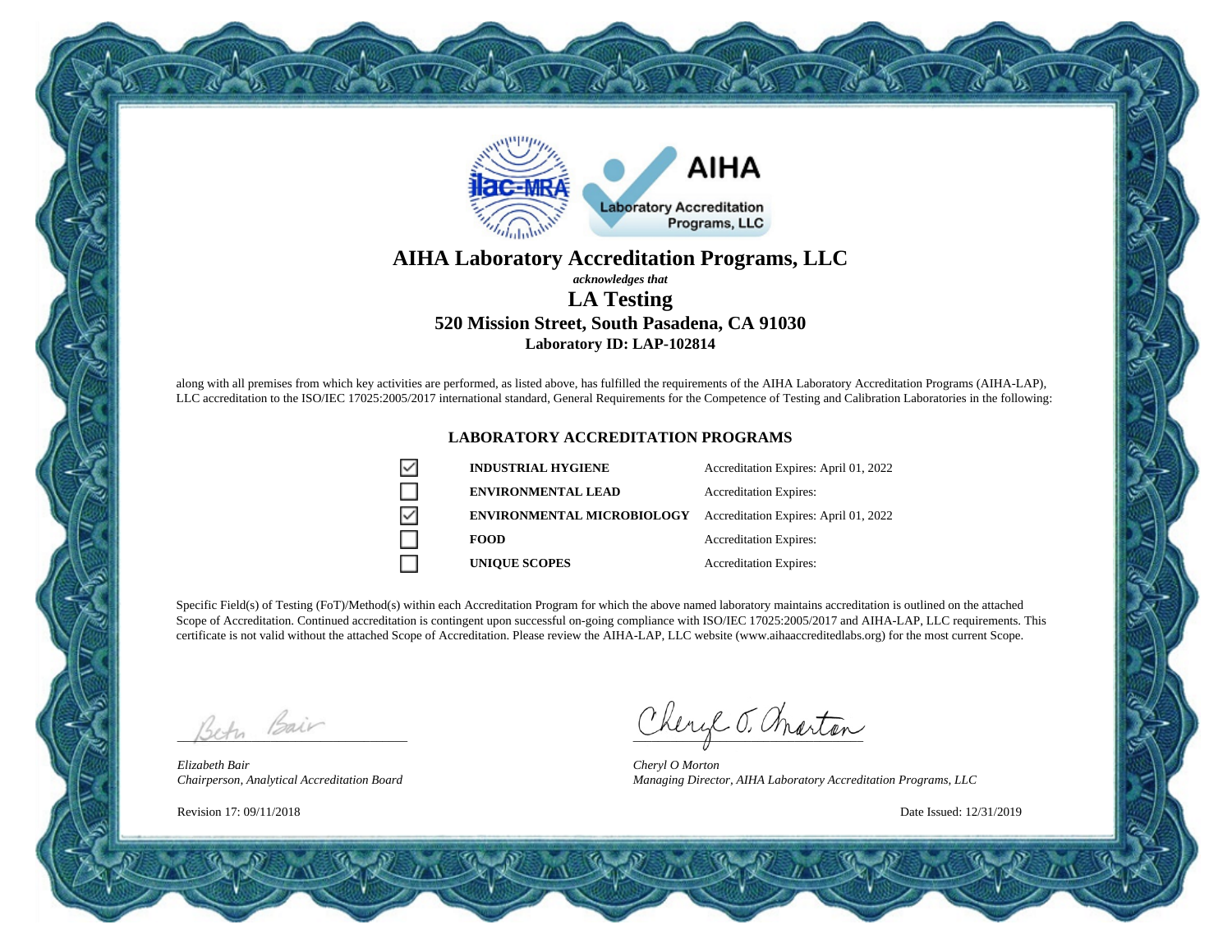# AIHA Laboratory Accreditation Programs, LLC

*acknowledges that*

## LA Testing

### 520 Mission Street, South Pasadena, CA 91030

**Laboratory ID: LAP-102814**

along with all premises from which key activities are performed, as listed above, has fulfilled the requirements of the AIHA Laboratory Accreditation Programs (AIHA-LAP), LLC accreditation to the ISO/IEC 17025:2005/2017 international standard, General Requirements for the Competence of Testing and Calibration Laboratories in the following:

## LABORATORY ACCREDITATION PROGRAMS

| | Program | Accreditation Expires |
|---|---|---|
| ☑ | **INDUSTRIAL HYGIENE** | Accreditation Expires: April 01, 2022 |
| ☐ | **ENVIRONMENTAL LEAD** | Accreditation Expires: |
| ☑ | **ENVIRONMENTAL MICROBIOLOGY** | Accreditation Expires: April 01, 2022 |
| ☐ | **FOOD** | Accreditation Expires: |
| ☐ | **UNIQUE SCOPES** | Accreditation Expires: |

Specific Field(s) of Testing (FoT)/Method(s) within each Accreditation Program for which the above named laboratory maintains accreditation is outlined on the attached Scope of Accreditation. Continued accreditation is contingent upon successful on-going compliance with ISO/IEC 17025:2005/2017 and AIHA-LAP, LLC requirements. This certificate is not valid without the attached Scope of Accreditation. Please review the AIHA-LAP, LLC website (www.aihaaccreditedlabs.org) for the most current Scope.

*Elizabeth Bair*
*Chairperson, Analytical Accreditation Board*

*Cheryl O Morton*
*Managing Director, AIHA Laboratory Accreditation Programs, LLC*

Revision 17: 09/11/2018

Date Issued: 12/31/2019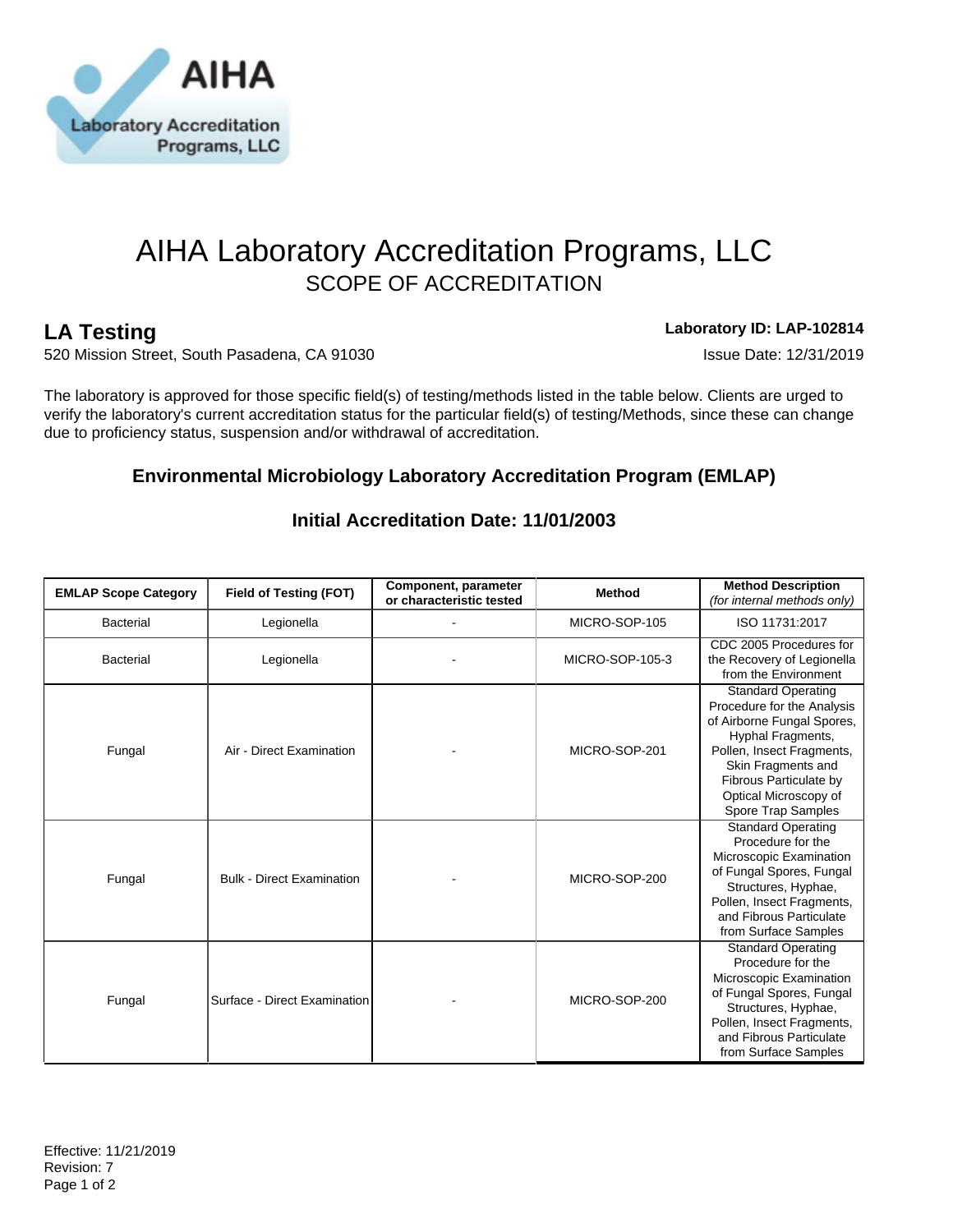# AIHA Laboratory Accreditation Programs, LLC

## SCOPE OF ACCREDITATION

**LA Testing**
520 Mission Street, South Pasadena, CA 91030

**Laboratory ID: LAP-102814**
Issue Date: 12/31/2019

The laboratory is approved for those specific field(s) of testing/methods listed in the table below. Clients are urged to verify the laboratory's current accreditation status for the particular field(s) of testing/Methods, since these can change due to proficiency status, suspension and/or withdrawal of accreditation.

### Environmental Microbiology Laboratory Accreditation Program (EMLAP)

### Initial Accreditation Date: 11/01/2003

| EMLAP Scope Category | Field of Testing (FOT) | Component, parameter or characteristic tested | Method | Method Description *(for internal methods only)* |
|---|---|---|---|---|
| Bacterial | Legionella | - | MICRO-SOP-105 | ISO 11731:2017 |
| Bacterial | Legionella | - | MICRO-SOP-105-3 | CDC 2005 Procedures for the Recovery of Legionella from the Environment |
| Fungal | Air - Direct Examination | - | MICRO-SOP-201 | Standard Operating Procedure for the Analysis of Airborne Fungal Spores, Hyphal Fragments, Pollen, Insect Fragments, Skin Fragments and Fibrous Particulate by Optical Microscopy of Spore Trap Samples |
| Fungal | Bulk - Direct Examination | - | MICRO-SOP-200 | Standard Operating Procedure for the Microscopic Examination of Fungal Spores, Fungal Structures, Hyphae, Pollen, Insect Fragments, and Fibrous Particulate from Surface Samples |
| Fungal | Surface - Direct Examination | - | MICRO-SOP-200 | Standard Operating Procedure for the Microscopic Examination of Fungal Spores, Fungal Structures, Hyphae, Pollen, Insect Fragments, and Fibrous Particulate from Surface Samples |

Effective: 11/21/2019
Revision: 7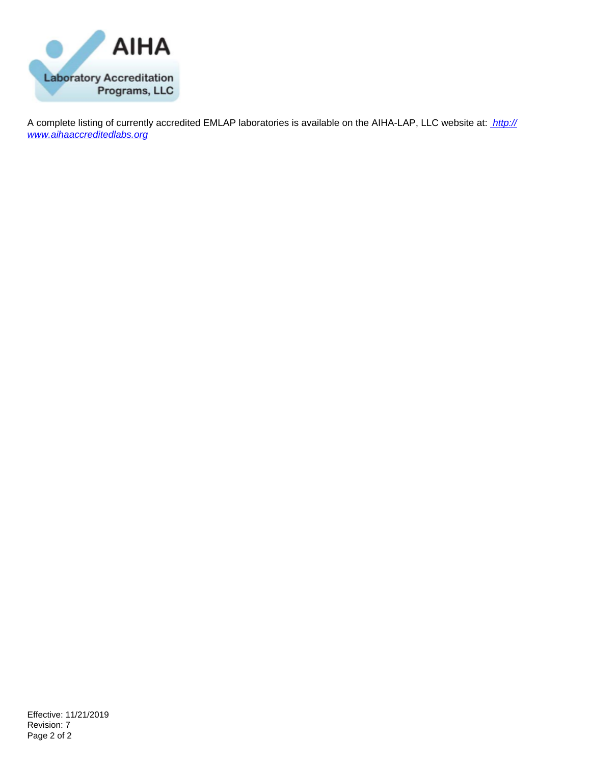A complete listing of currently accredited EMLAP laboratories is available on the AIHA-LAP, LLC website at: [http://www.aihaaccreditedlabs.org](http://www.aihaaccreditedlabs.org)

Effective: 11/21/2019
Revision: 7